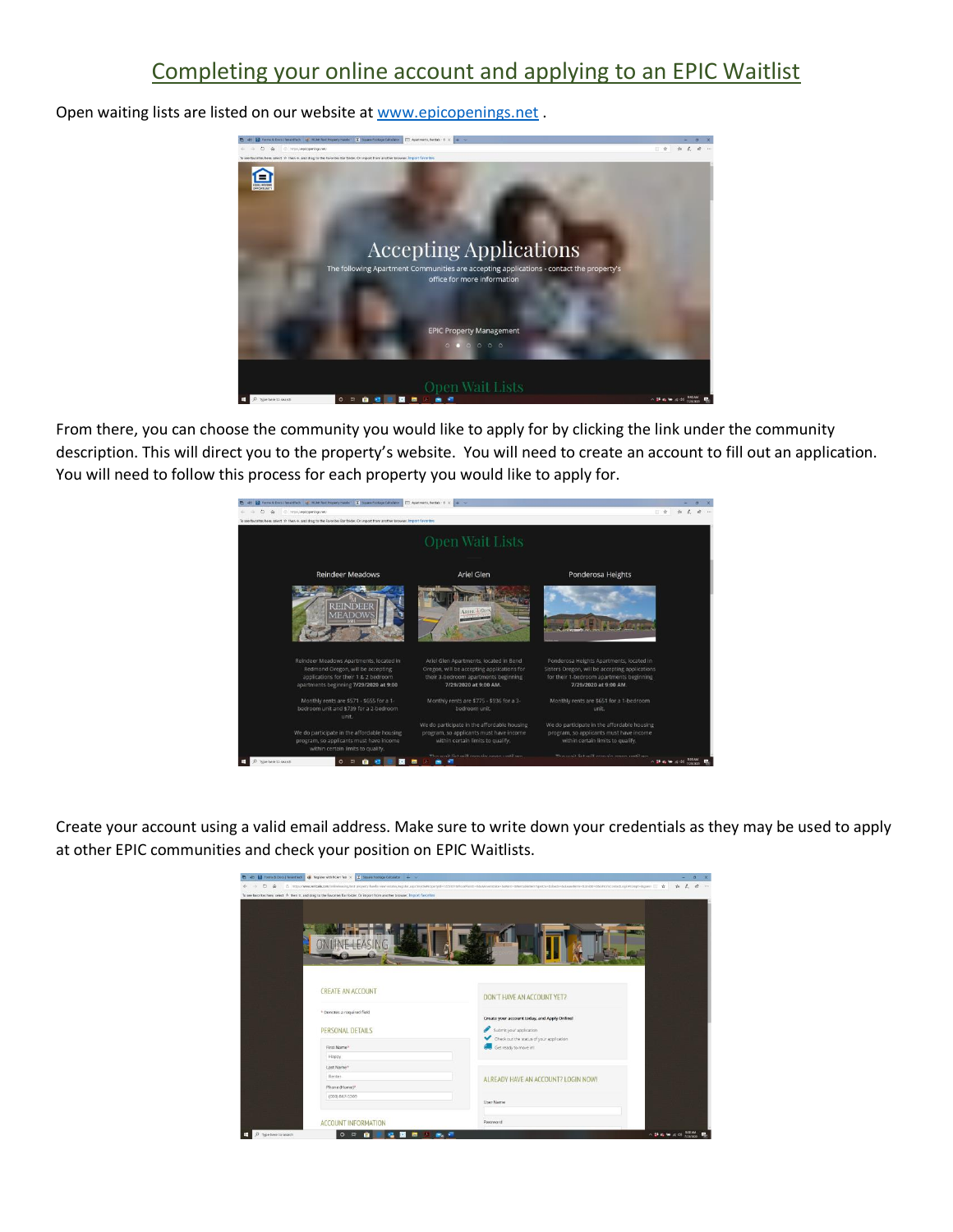# Completing your online account and applying to an EPIC Waitlist

Open waiting lists are listed on our website at [www.epicopenings.net](http://www.epicopenings.net) .

From there, you can choose the community you would like to apply for by clicking the link under the community description. This will direct you to the property's website. You will need to create an account to fill out an application. You will need to follow this process for each property you would like to apply for.

Create your account using a valid email address. Make sure to write down your credentials as they may be used to apply at other EPIC communities and check your position on EPIC Waitlists.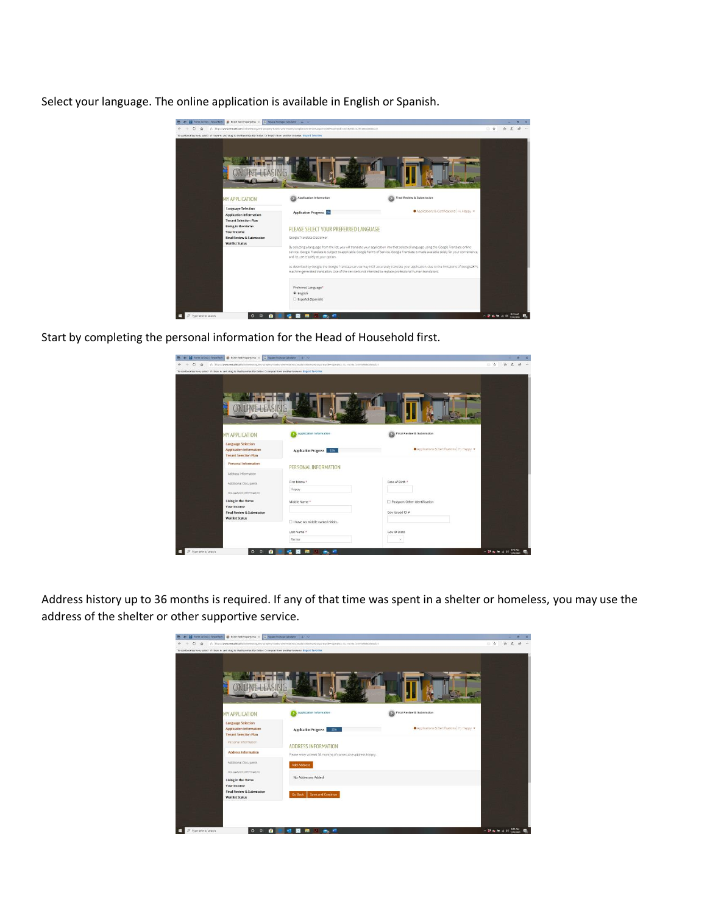Select your language. The online application is available in English or Spanish.

Start by completing the personal information for the Head of Household first.

Address history up to 36 months is required. If any of that time was spent in a shelter or homeless, you may use the address of the shelter or other supportive service.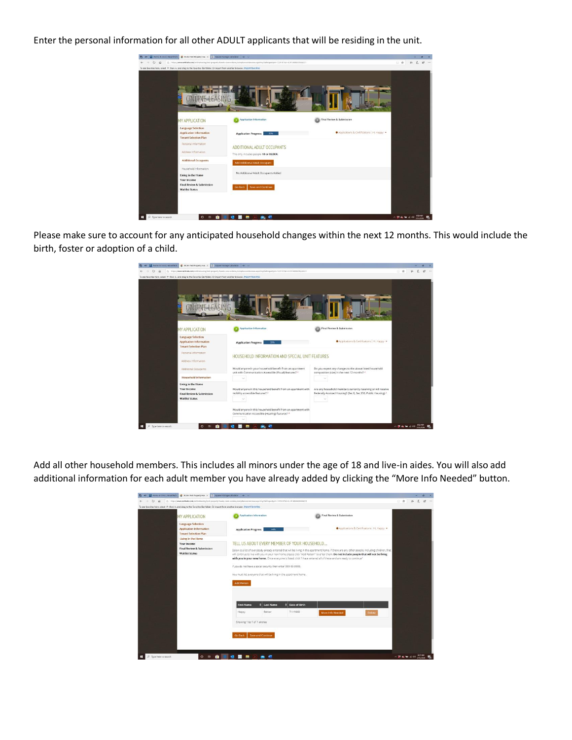Enter the personal information for all other ADULT applicants that will be residing in the unit.

Please make sure to account for any anticipated household changes within the next 12 months. This would include the birth, foster or adoption of a child.

Add all other household members. This includes all minors under the age of 18 and live-in aides. You will also add additional information for each adult member you have already added by clicking the “More Info Needed” button.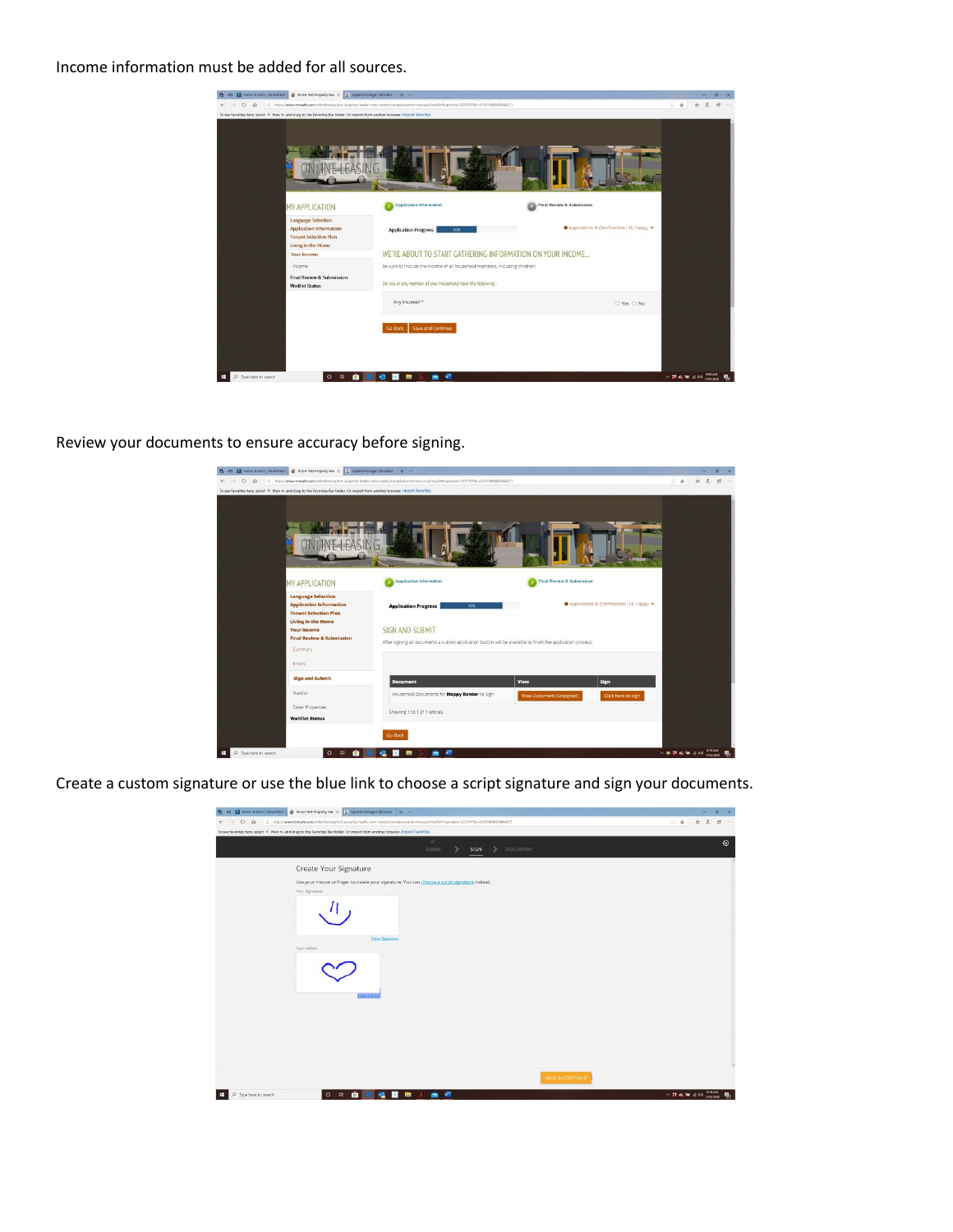Income information must be added for all sources.

Review your documents to ensure accuracy before signing.

Create a custom signature or use the blue link to choose a script signature and sign your documents.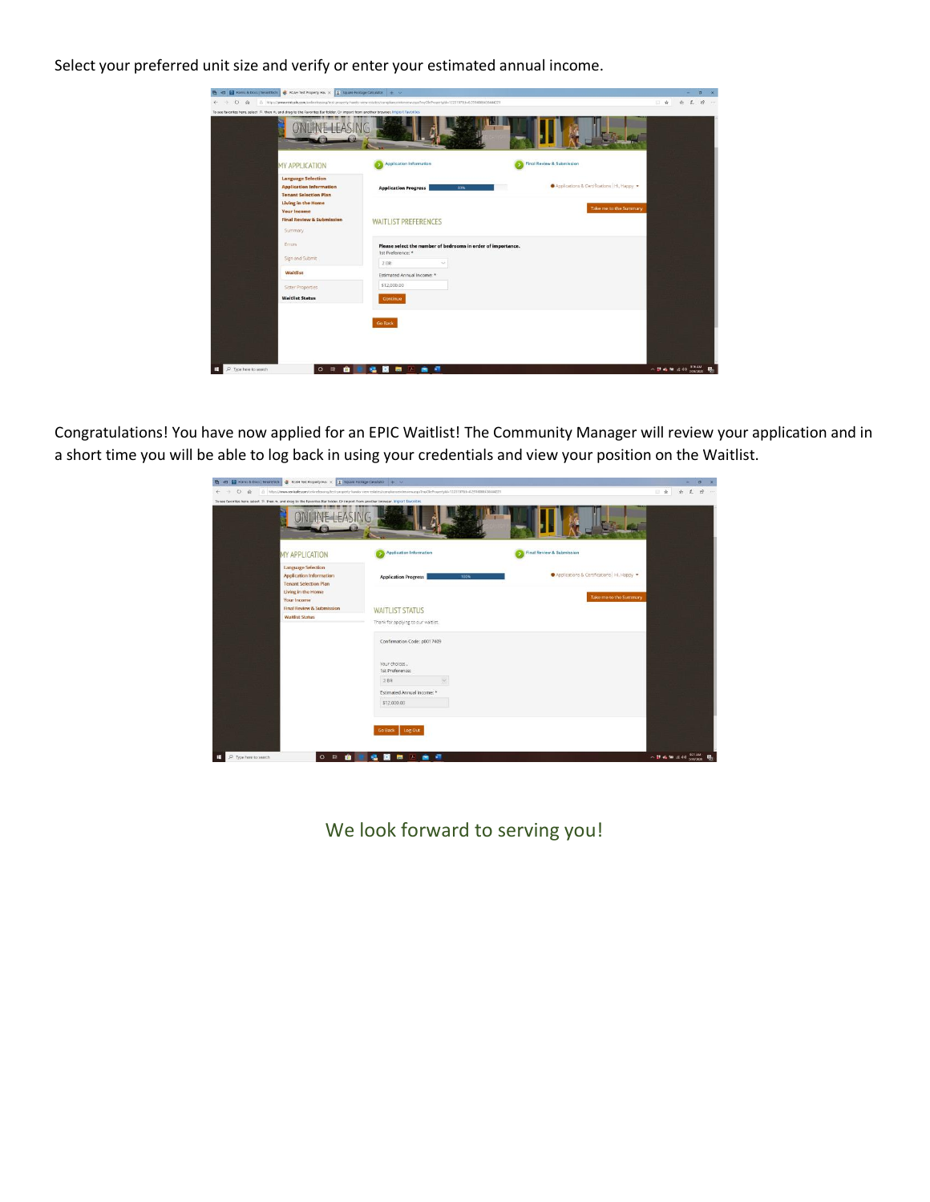Select your preferred unit size and verify or enter your estimated annual income.

Congratulations! You have now applied for an EPIC Waitlist! The Community Manager will review your application and in a short time you will be able to log back in using your credentials and view your position on the Waitlist.

We look forward to serving you!